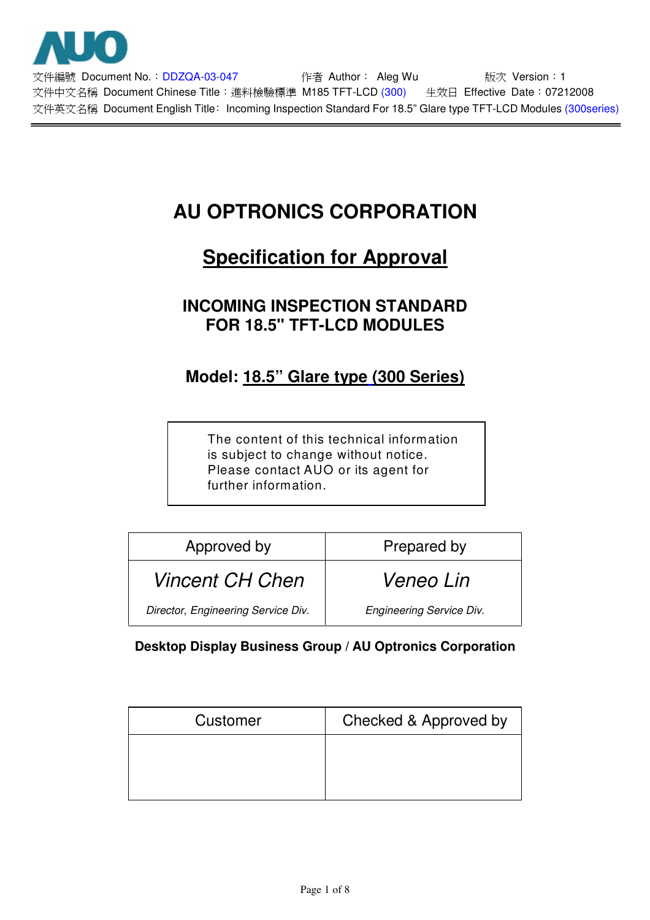AUO

文件編號 Document No.：DDZQA-03-047　　作者 Author： Aleg Wu　　版次 Version：1

文件中文名稱 Document Chinese Title：進料檢驗標準 M185 TFT-LCD (300)　　生效日 Effective Date：07212008

文件英文名稱 Document English Title： Incoming Inspection Standard For 18.5" Glare type TFT-LCD Modules (300series)

# AU OPTRONICS CORPORATION

## Specification for Approval

### INCOMING INSPECTION STANDARD FOR 18.5" TFT-LCD MODULES

### Model: 18.5" Glare type (300 Series)

| The content of this technical information is subject to change without notice. Please contact AUO or its agent for further information. |
|---|

| Approved by | Prepared by |
|---|---|
| *Vincent CH Chen* | *Veneo Lin* |
| *Director, Engineering Service Div.* | *Engineering Service Div.* |

**Desktop Display Business Group / AU Optronics Corporation**

| Customer | Checked & Approved by |
|---|---|
| | |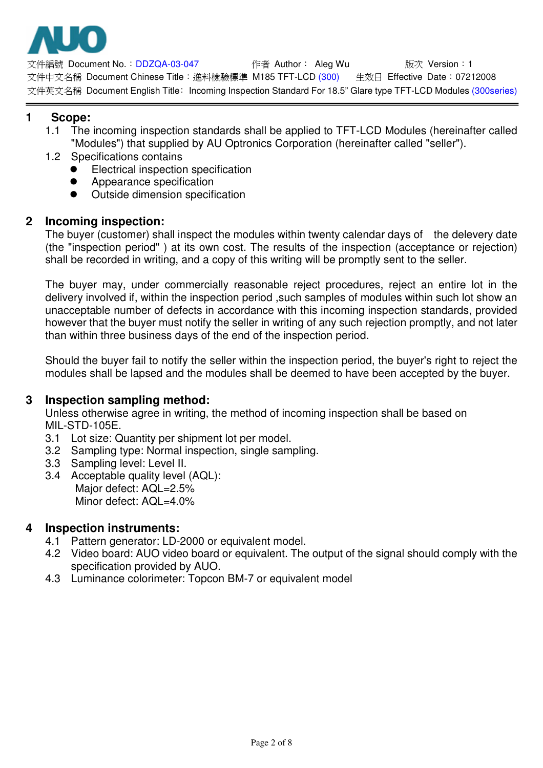# 1 Scope:

1.1 The incoming inspection standards shall be applied to TFT-LCD Modules (hereinafter called "Modules") that supplied by AU Optronics Corporation (hereinafter called "seller").

1.2 Specifications contains

- Electrical inspection specification
- Appearance specification
- Outside dimension specification

# 2 Incoming inspection:

The buyer (customer) shall inspect the modules within twenty calendar days of the delevery date (the "inspection period" ) at its own cost. The results of the inspection (acceptance or rejection) shall be recorded in writing, and a copy of this writing will be promptly sent to the seller.

The buyer may, under commercially reasonable reject procedures, reject an entire lot in the delivery involved if, within the inspection period ,such samples of modules within such lot show an unacceptable number of defects in accordance with this incoming inspection standards, provided however that the buyer must notify the seller in writing of any such rejection promptly, and not later than within three business days of the end of the inspection period.

Should the buyer fail to notify the seller within the inspection period, the buyer's right to reject the modules shall be lapsed and the modules shall be deemed to have been accepted by the buyer.

# 3 Inspection sampling method:

Unless otherwise agree in writing, the method of incoming inspection shall be based on MIL-STD-105E.

3.1 Lot size: Quantity per shipment lot per model.

3.2 Sampling type: Normal inspection, single sampling.

3.3 Sampling level: Level II.

3.4 Acceptable quality level (AQL):

Major defect: AQL=2.5%

Minor defect: AQL=4.0%

# 4 Inspection instruments:

4.1 Pattern generator: LD-2000 or equivalent model.

4.2 Video board: AUO video board or equivalent. The output of the signal should comply with the specification provided by AUO.

4.3 Luminance colorimeter: Topcon BM-7 or equivalent model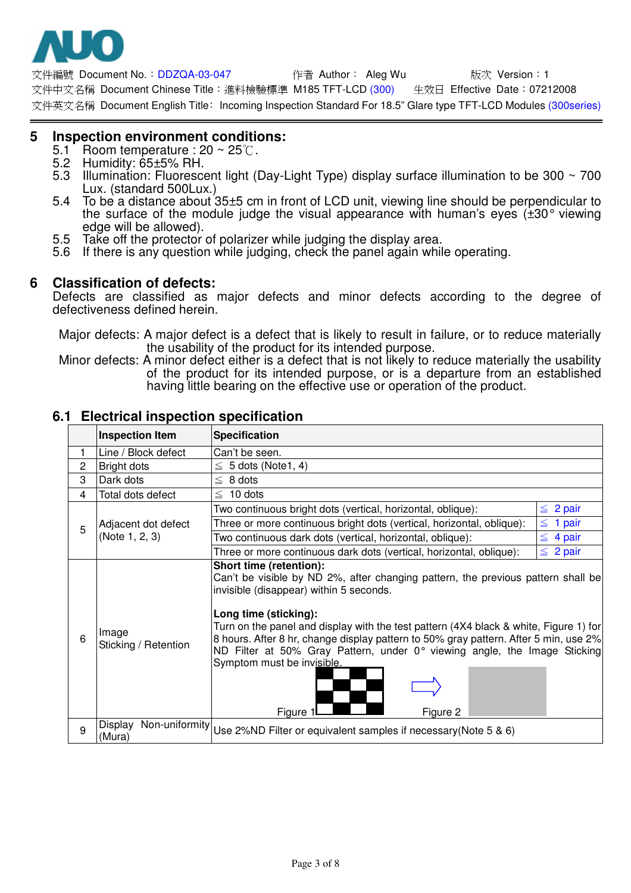# 5 Inspection environment conditions:

5.1 Room temperature : 20 ~ 25℃.
5.2 Humidity: 65±5% RH.
5.3 Illumination: Fluorescent light (Day-Light Type) display surface illumination to be 300 ~ 700 Lux. (standard 500Lux.)
5.4 To be a distance about 35±5 cm in front of LCD unit, viewing line should be perpendicular to the surface of the module judge the visual appearance with human's eyes (±30° viewing edge will be allowed).
5.5 Take off the protector of polarizer while judging the display area.
5.6 If there is any question while judging, check the panel again while operating.

# 6 Classification of defects:

Defects are classified as major defects and minor defects according to the degree of defectiveness defined herein.

Major defects: A major defect is a defect that is likely to result in failure, or to reduce materially the usability of the product for its intended purpose.
Minor defects: A minor defect either is a defect that is not likely to reduce materially the usability of the product for its intended purpose, or is a departure from an established having little bearing on the effective use or operation of the product.

## 6.1 Electrical inspection specification

| | Inspection Item | Specification | |
|---|---|---|---|
| 1 | Line / Block defect | Can't be seen. | |
| 2 | Bright dots | ≦ 5 dots (Note1, 4) | |
| 3 | Dark dots | ≦ 8 dots | |
| 4 | Total dots defect | ≦ 10 dots | |
| 5 | Adjacent dot defect (Note 1, 2, 3) | Two continuous bright dots (vertical, horizontal, oblique): | ≦ 2 pair |
| | | Three or more continuous bright dots (vertical, horizontal, oblique): | ≦ 1 pair |
| | | Two continuous dark dots (vertical, horizontal, oblique): | ≦ 4 pair |
| | | Three or more continuous dark dots (vertical, horizontal, oblique): | ≦ 2 pair |
| 6 | Image Sticking / Retention | **Short time (retention):** Can't be visible by ND 2%, after changing pattern, the previous pattern shall be invisible (disappear) within 5 seconds. **Long time (sticking):** Turn on the panel and display with the test pattern (4X4 black & white, Figure 1) for 8 hours. After 8 hr, change display pattern to 50% gray pattern. After 5 min, use 2% ND Filter at 50% Gray Pattern, under 0° viewing angle, the Image Sticking Symptom must be invisible. Figure 1 Figure 2 | |
| 9 | Display Non-uniformity (Mura) | Use 2%ND Filter or equivalent samples if necessary(Note 5 & 6) | |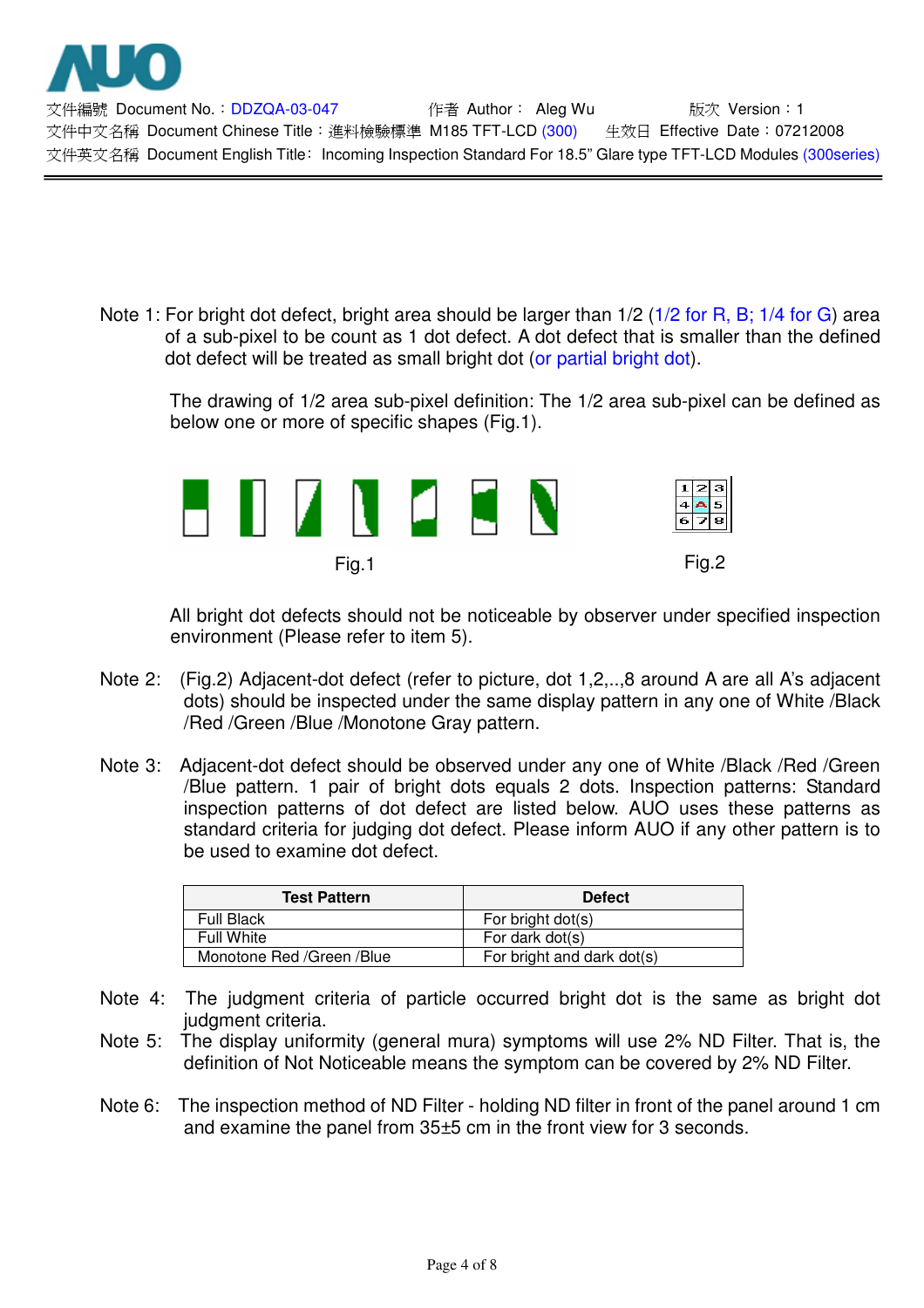Note 1: For bright dot defect, bright area should be larger than 1/2 (1/2 for R, B; 1/4 for G) area of a sub-pixel to be count as 1 dot defect. A dot defect that is smaller than the defined dot defect will be treated as small bright dot (or partial bright dot).

The drawing of 1/2 area sub-pixel definition: The 1/2 area sub-pixel can be defined as below one or more of specific shapes (Fig.1).

Fig.1

Fig.2

All bright dot defects should not be noticeable by observer under specified inspection environment (Please refer to item 5).

Note 2: (Fig.2) Adjacent-dot defect (refer to picture, dot 1,2,..,8 around A are all A's adjacent dots) should be inspected under the same display pattern in any one of White /Black /Red /Green /Blue /Monotone Gray pattern.

Note 3: Adjacent-dot defect should be observed under any one of White /Black /Red /Green /Blue pattern. 1 pair of bright dots equals 2 dots. Inspection patterns: Standard inspection patterns of dot defect are listed below. AUO uses these patterns as standard criteria for judging dot defect. Please inform AUO if any other pattern is to be used to examine dot defect.

| Test Pattern | Defect |
|---|---|
| Full Black | For bright dot(s) |
| Full White | For dark dot(s) |
| Monotone Red /Green /Blue | For bright and dark dot(s) |

Note 4: The judgment criteria of particle occurred bright dot is the same as bright dot judgment criteria.

Note 5: The display uniformity (general mura) symptoms will use 2% ND Filter. That is, the definition of Not Noticeable means the symptom can be covered by 2% ND Filter.

Note 6: The inspection method of ND Filter - holding ND filter in front of the panel around 1 cm and examine the panel from 35±5 cm in the front view for 3 seconds.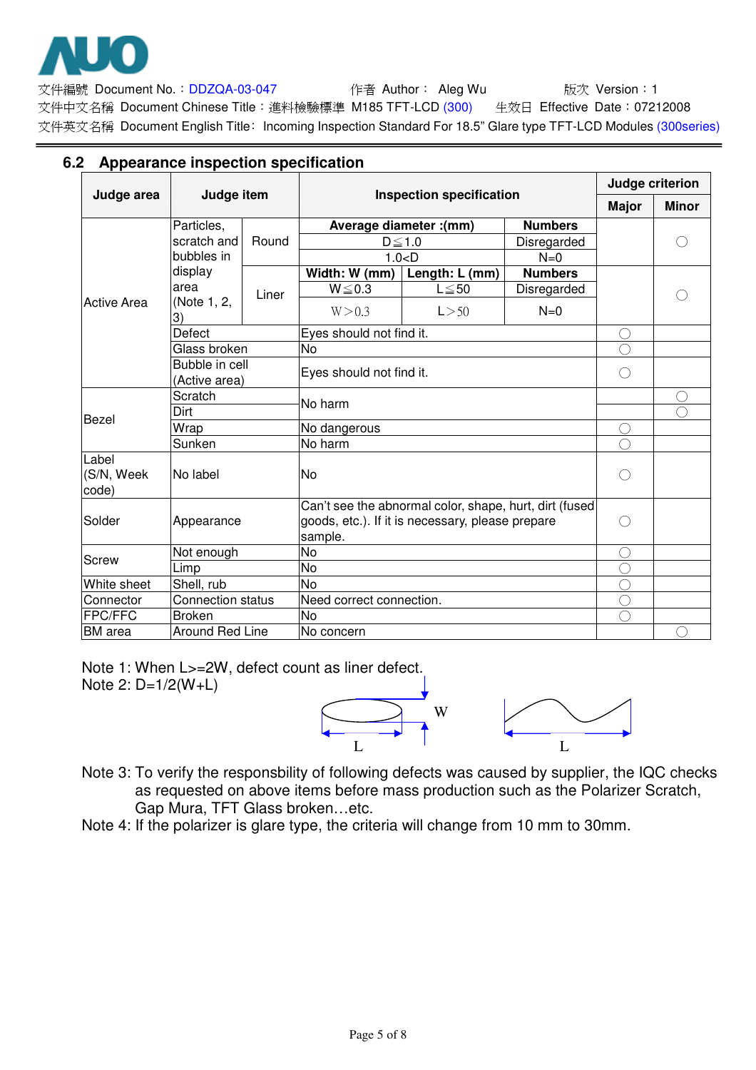文件編號 Document No.：DDZQA-03-047　　作者 Author： Aleg Wu　　版次 Version：1

文件中文名稱 Document Chinese Title：進料檢驗標準 M185 TFT-LCD (300)　　生效日 Effective Date：07212008

文件英文名稱 Document English Title：Incoming Inspection Standard For 18.5" Glare type TFT-LCD Modules (300series)

## 6.2 Appearance inspection specification

| Judge area | Judge item | | Inspection specification | | | Judge criterion | |
|---|---|---|---|---|---|---|---|
| | | | | | | Major | Minor |
| Active Area | Particles, scratch and bubbles in display area (Note 1, 2, 3) | Round | Average diameter :(mm) | | Numbers | | ○ |
| | | | D≦1.0 | | Disregarded | | |
| | | | 1.0<D | | N=0 | | |
| | | Liner | Width: W (mm) | Length: L (mm) | Numbers | | ○ |
| | | | W≦0.3 | L≦50 | Disregarded | | |
| | | | W>0.3 | L>50 | N=0 | | |
| | Defect | | Eyes should not find it. | | | ○ | |
| | Glass broken | | No | | | ○ | |
| | Bubble in cell (Active area) | | Eyes should not find it. | | | ○ | |
| Bezel | Scratch | | No harm | | | | ○ |
| | Dirt | | | | | | ○ |
| | Wrap | | No dangerous | | | ○ | |
| | Sunken | | No harm | | | ○ | |
| Label (S/N, Week code) | No label | | No | | | ○ | |
| Solder | Appearance | | Can't see the abnormal color, shape, hurt, dirt (fused goods, etc.). If it is necessary, please prepare sample. | | | ○ | |
| Screw | Not enough | | No | | | ○ | |
| | Limp | | No | | | ○ | |
| White sheet | Shell, rub | | No | | | ○ | |
| Connector | Connection status | | Need correct connection. | | | ○ | |
| FPC/FFC | Broken | | No | | | ○ | |
| BM area | Around Red Line | | No concern | | | | ○ |

Note 1: When L>=2W, defect count as liner defect.

Note 2: D=1/2(W+L)

Note 3: To verify the responsbility of following defects was caused by supplier, the IQC checks as requested on above items before mass production such as the Polarizer Scratch, Gap Mura, TFT Glass broken…etc.

Note 4: If the polarizer is glare type, the criteria will change from 10 mm to 30mm.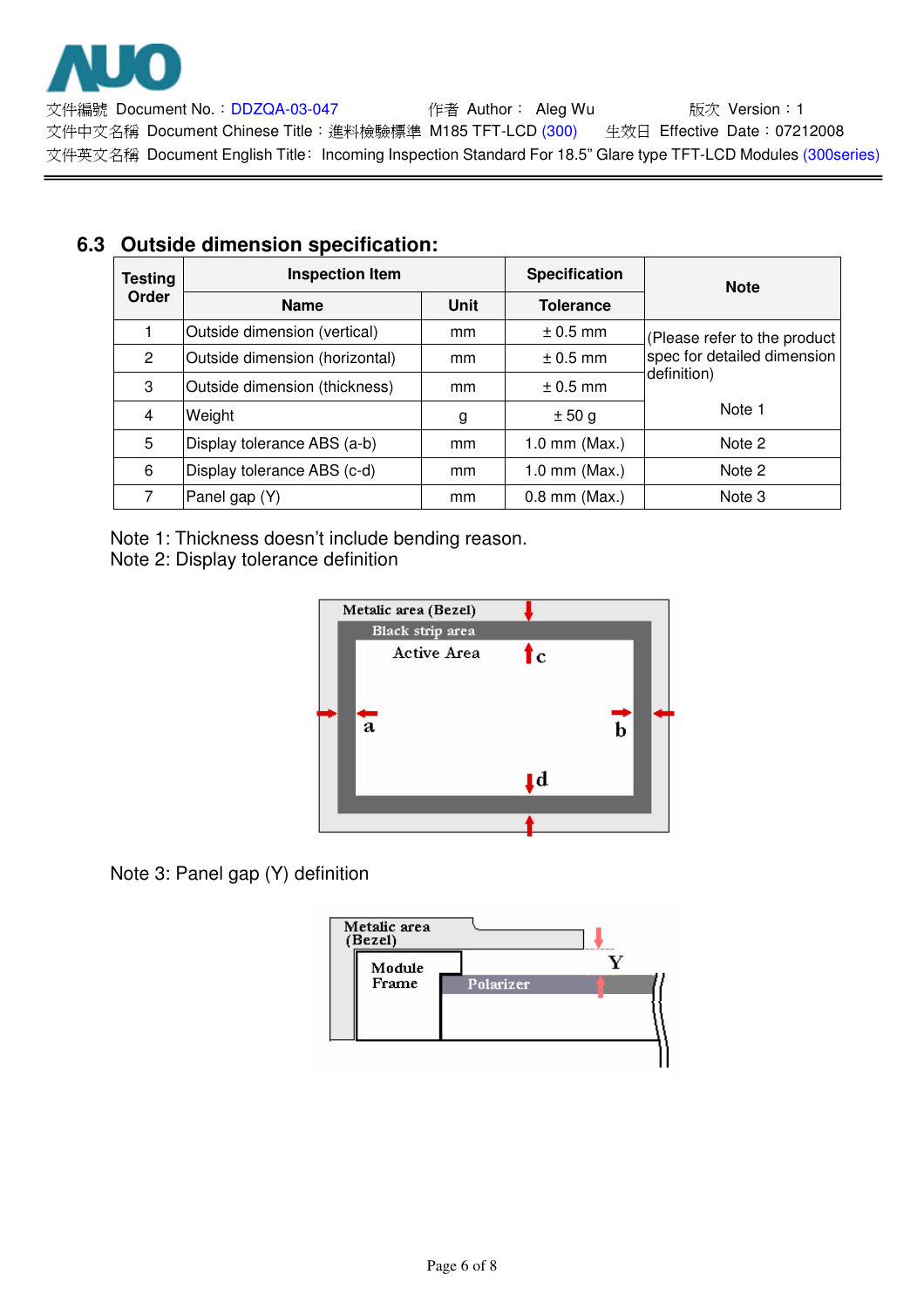## 6.3 Outside dimension specification:

| Testing Order | Inspection Item | | Specification | Note |
|---|---|---|---|---|
| | Name | Unit | Tolerance | |
| 1 | Outside dimension (vertical) | mm | ± 0.5 mm | (Please refer to the product spec for detailed dimension definition) |
| 2 | Outside dimension (horizontal) | mm | ± 0.5 mm | |
| 3 | Outside dimension (thickness) | mm | ± 0.5 mm | |
| 4 | Weight | g | ± 50 g | Note 1 |
| 5 | Display tolerance ABS (a-b) | mm | 1.0 mm (Max.) | Note 2 |
| 6 | Display tolerance ABS (c-d) | mm | 1.0 mm (Max.) | Note 2 |
| 7 | Panel gap (Y) | mm | 0.8 mm (Max.) | Note 3 |

Note 1: Thickness doesn't include bending reason.
Note 2: Display tolerance definition

Note 3: Panel gap (Y) definition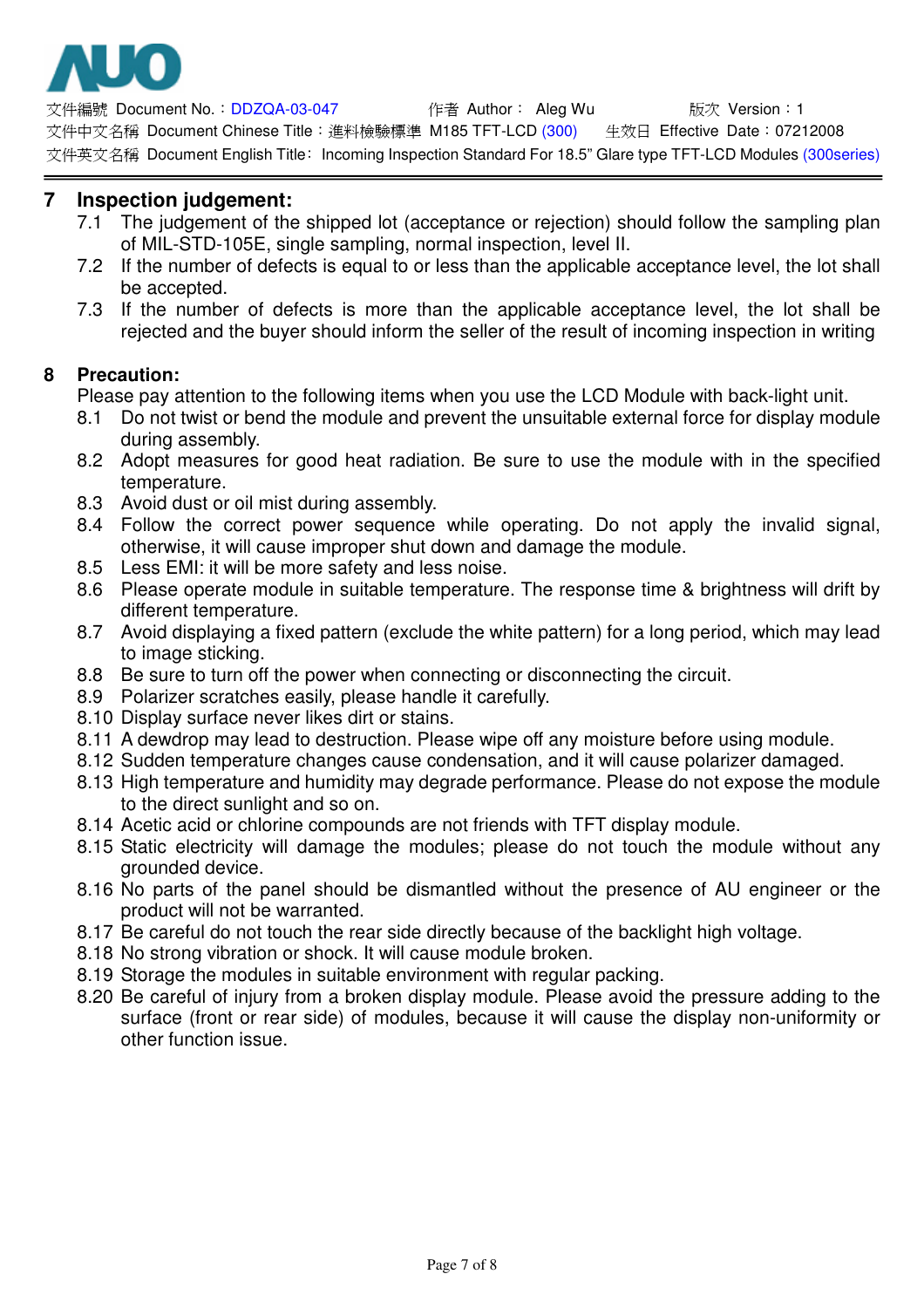## 7 Inspection judgement:

7.1 The judgement of the shipped lot (acceptance or rejection) should follow the sampling plan of MIL-STD-105E, single sampling, normal inspection, level II.

7.2 If the number of defects is equal to or less than the applicable acceptance level, the lot shall be accepted.

7.3 If the number of defects is more than the applicable acceptance level, the lot shall be rejected and the buyer should inform the seller of the result of incoming inspection in writing

## 8 Precaution:

Please pay attention to the following items when you use the LCD Module with back-light unit.

8.1 Do not twist or bend the module and prevent the unsuitable external force for display module during assembly.

8.2 Adopt measures for good heat radiation. Be sure to use the module with in the specified temperature.

8.3 Avoid dust or oil mist during assembly.

8.4 Follow the correct power sequence while operating. Do not apply the invalid signal, otherwise, it will cause improper shut down and damage the module.

8.5 Less EMI: it will be more safety and less noise.

8.6 Please operate module in suitable temperature. The response time & brightness will drift by different temperature.

8.7 Avoid displaying a fixed pattern (exclude the white pattern) for a long period, which may lead to image sticking.

8.8 Be sure to turn off the power when connecting or disconnecting the circuit.

8.9 Polarizer scratches easily, please handle it carefully.

8.10 Display surface never likes dirt or stains.

8.11 A dewdrop may lead to destruction. Please wipe off any moisture before using module.

8.12 Sudden temperature changes cause condensation, and it will cause polarizer damaged.

8.13 High temperature and humidity may degrade performance. Please do not expose the module to the direct sunlight and so on.

8.14 Acetic acid or chlorine compounds are not friends with TFT display module.

8.15 Static electricity will damage the modules; please do not touch the module without any grounded device.

8.16 No parts of the panel should be dismantled without the presence of AU engineer or the product will not be warranted.

8.17 Be careful do not touch the rear side directly because of the backlight high voltage.

8.18 No strong vibration or shock. It will cause module broken.

8.19 Storage the modules in suitable environment with regular packing.

8.20 Be careful of injury from a broken display module. Please avoid the pressure adding to the surface (front or rear side) of modules, because it will cause the display non-uniformity or other function issue.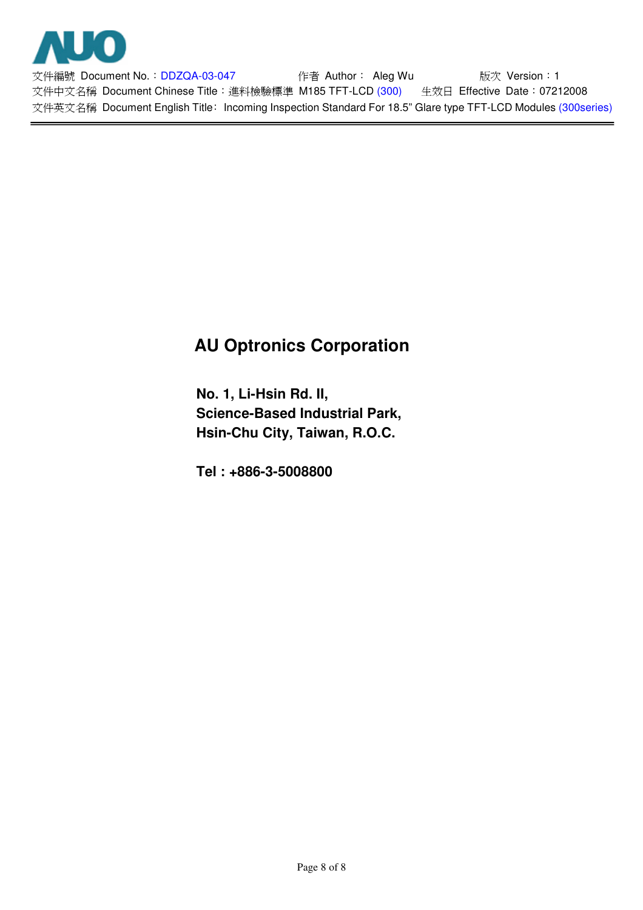# AU Optronics Corporation

**No. 1, Li-Hsin Rd. II,**
**Science-Based Industrial Park,**
**Hsin-Chu City, Taiwan, R.O.C.**

**Tel : +886-3-5008800**